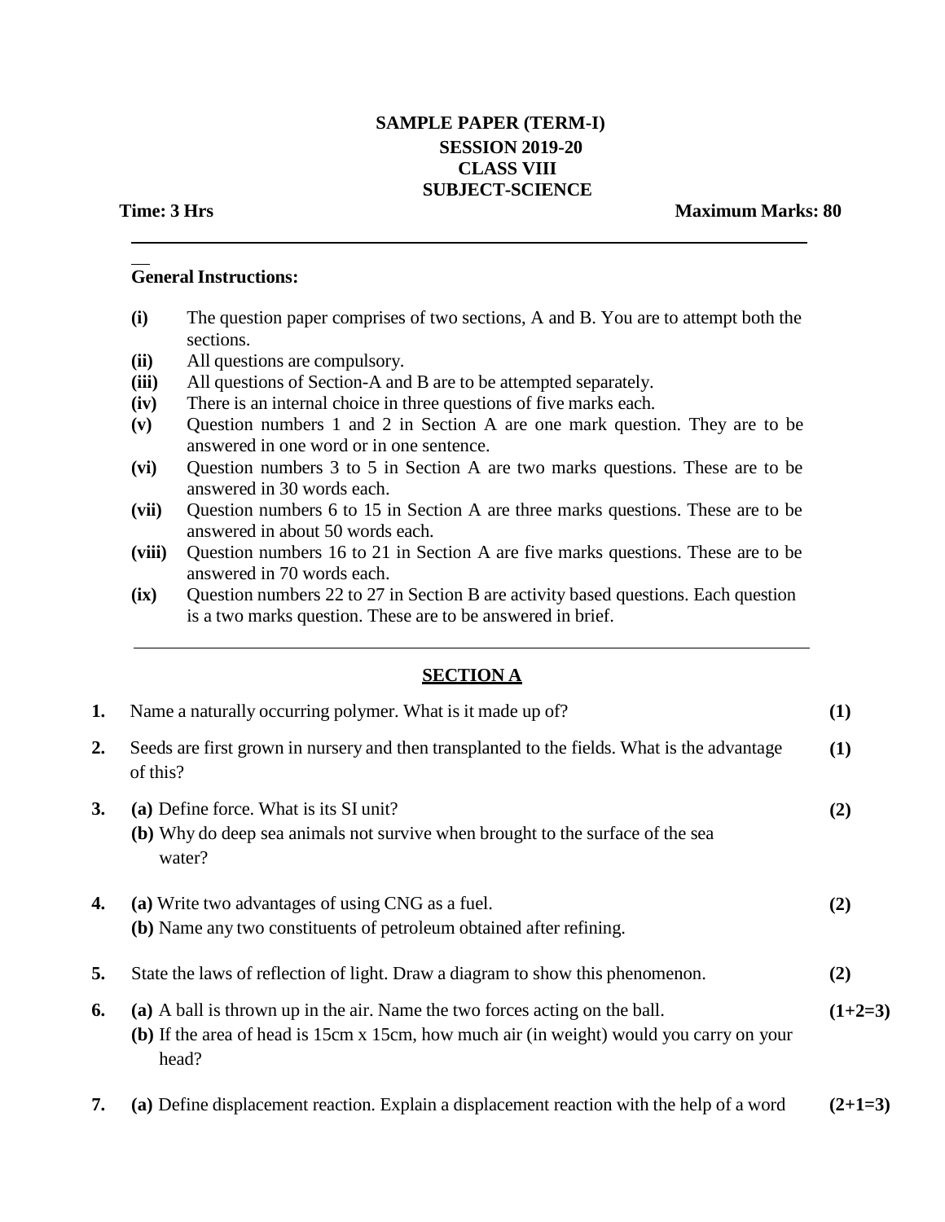**SAMPLE PAPER (TERM-I)**
**SESSION 2019-20**
**CLASS VIII**
**SUBJECT-SCIENCE**

**Time: 3 Hrs** **Maximum Marks: 80**

---

**General Instructions:**

- **(i)** The question paper comprises of two sections, A and B. You are to attempt both the sections.
- **(ii)** All questions are compulsory.
- **(iii)** All questions of Section-A and B are to be attempted separately.
- **(iv)** There is an internal choice in three questions of five marks each.
- **(v)** Question numbers 1 and 2 in Section A are one mark question. They are to be answered in one word or in one sentence.
- **(vi)** Question numbers 3 to 5 in Section A are two marks questions. These are to be answered in 30 words each.
- **(vii)** Question numbers 6 to 15 in Section A are three marks questions. These are to be answered in about 50 words each.
- **(viii)** Question numbers 16 to 21 in Section A are five marks questions. These are to be answered in 70 words each.
- **(ix)** Question numbers 22 to 27 in Section B are activity based questions. Each question is a two marks question. These are to be answered in brief.

---

## SECTION A

**1.** Name a naturally occurring polymer. What is it made up of? **(1)**

**2.** Seeds are first grown in nursery and then transplanted to the fields. What is the advantage of this? **(1)**

**3.** **(a)** Define force. What is its SI unit? **(2)**
**(b)** Why do deep sea animals not survive when brought to the surface of the sea water?

**4.** **(a)** Write two advantages of using CNG as a fuel. **(2)**
**(b)** Name any two constituents of petroleum obtained after refining.

**5.** State the laws of reflection of light. Draw a diagram to show this phenomenon. **(2)**

**6.** **(a)** A ball is thrown up in the air. Name the two forces acting on the ball. **(1+2=3)**
**(b)** If the area of head is 15cm x 15cm, how much air (in weight) would you carry on your head?

**7.** **(a)** Define displacement reaction. Explain a displacement reaction with the help of a word **(2+1=3)**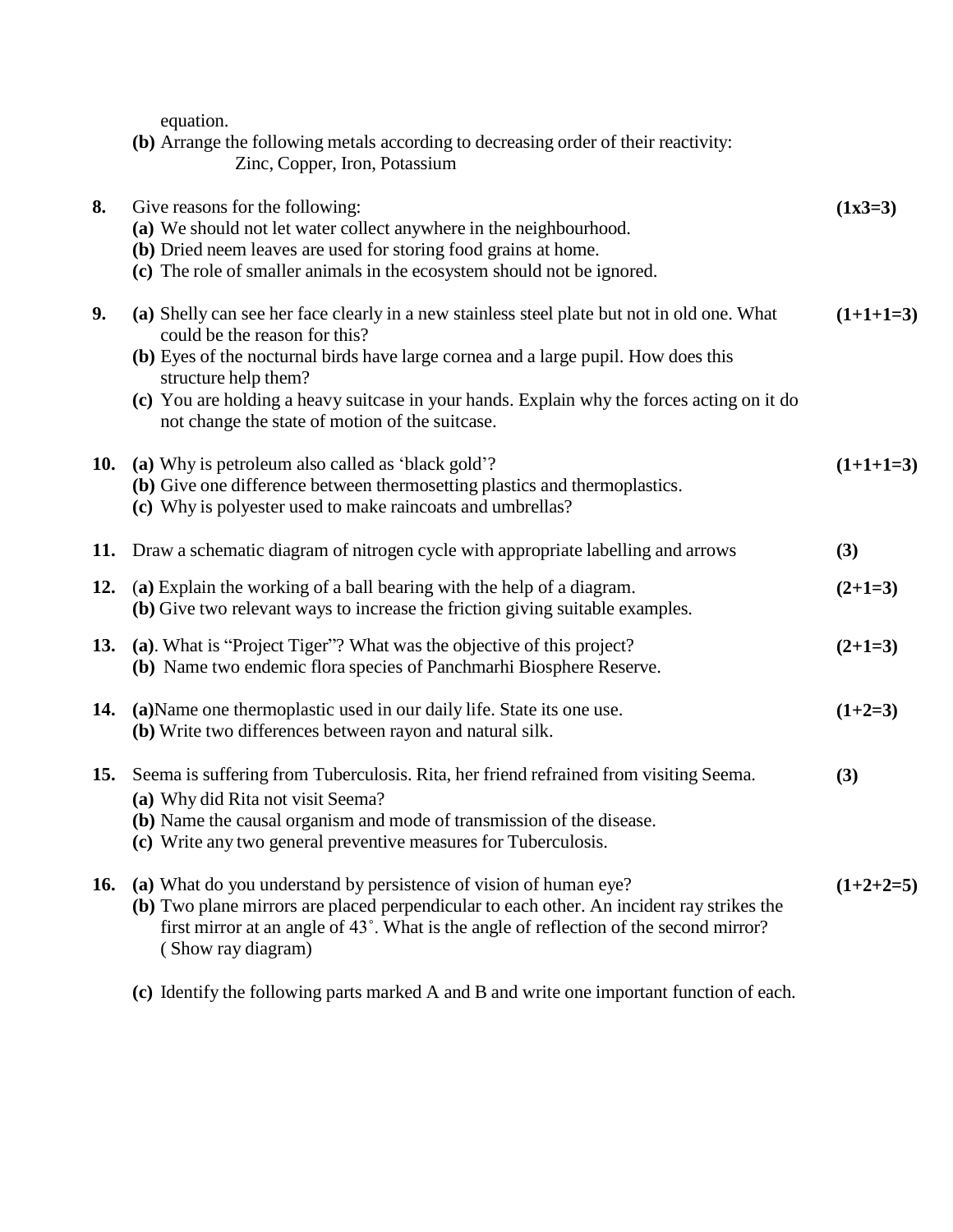equation.

**(b)** Arrange the following metals according to decreasing order of their reactivity:
Zinc, Copper, Iron, Potassium

**8.** Give reasons for the following: **(1x3=3)**

**(a)** We should not let water collect anywhere in the neighbourhood.
**(b)** Dried neem leaves are used for storing food grains at home.
**(c)** The role of smaller animals in the ecosystem should not be ignored.

**9.** **(a)** Shelly can see her face clearly in a new stainless steel plate but not in old one. What could be the reason for this? **(1+1+1=3)**
**(b)** Eyes of the nocturnal birds have large cornea and a large pupil. How does this structure help them?
**(c)** You are holding a heavy suitcase in your hands. Explain why the forces acting on it do not change the state of motion of the suitcase.

**10.** **(a)** Why is petroleum also called as 'black gold'? **(1+1+1=3)**
**(b)** Give one difference between thermosetting plastics and thermoplastics.
**(c)** Why is polyester used to make raincoats and umbrellas?

**11.** Draw a schematic diagram of nitrogen cycle with appropriate labelling and arrows **(3)**

**12.** (**a)** Explain the working of a ball bearing with the help of a diagram. **(2+1=3)**
**(b)** Give two relevant ways to increase the friction giving suitable examples.

**13.** **(a)**. What is "Project Tiger"? What was the objective of this project? **(2+1=3)**
**(b)** Name two endemic flora species of Panchmarhi Biosphere Reserve.

**14.** **(a)**Name one thermoplastic used in our daily life. State its one use. **(1+2=3)**
**(b)** Write two differences between rayon and natural silk.

**15.** Seema is suffering from Tuberculosis. Rita, her friend refrained from visiting Seema. **(3)**
**(a)** Why did Rita not visit Seema?
**(b)** Name the causal organism and mode of transmission of the disease.
**(c)** Write any two general preventive measures for Tuberculosis.

**16.** **(a)** What do you understand by persistence of vision of human eye? **(1+2+2=5)**
**(b)** Two plane mirrors are placed perpendicular to each other. An incident ray strikes the first mirror at an angle of 43˚. What is the angle of reflection of the second mirror? ( Show ray diagram)

**(c)** Identify the following parts marked A and B and write one important function of each.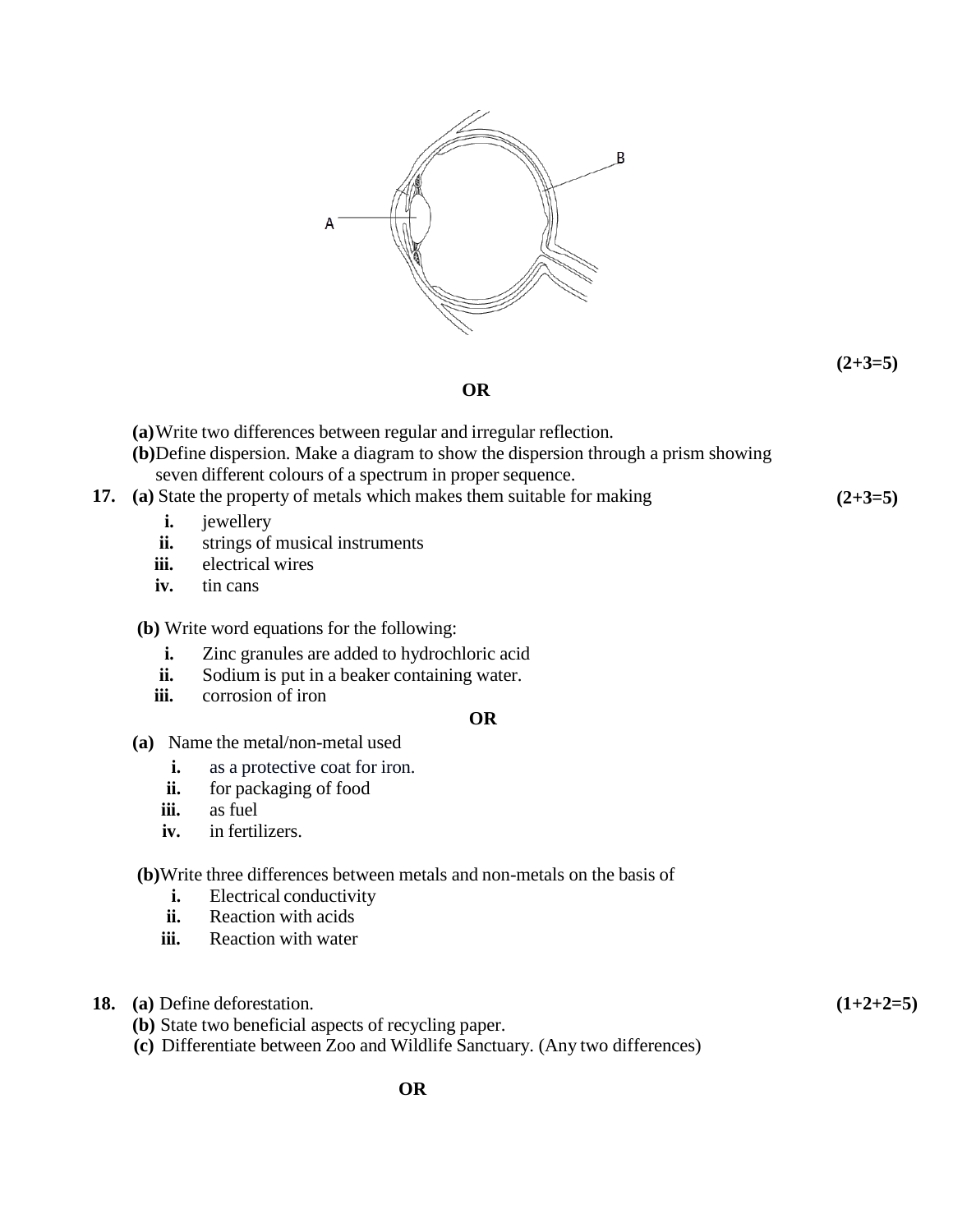A

B

**(2+3=5)**

**OR**

**(a)** Write two differences between regular and irregular reflection.

**(b)** Define dispersion. Make a diagram to show the dispersion through a prism showing seven different colours of a spectrum in proper sequence.

**17.** **(a)** State the property of metals which makes them suitable for making **(2+3=5)**

- **i.** jewellery
- **ii.** strings of musical instruments
- **iii.** electrical wires
- **iv.** tin cans

**(b)** Write word equations for the following:

- **i.** Zinc granules are added to hydrochloric acid
- **ii.** Sodium is put in a beaker containing water.
- **iii.** corrosion of iron

**OR**

**(a)** Name the metal/non-metal used

- **i.** as a protective coat for iron.
- **ii.** for packaging of food
- **iii.** as fuel
- **iv.** in fertilizers.

**(b)** Write three differences between metals and non-metals on the basis of

- **i.** Electrical conductivity
- **ii.** Reaction with acids
- **iii.** Reaction with water

**18.** **(a)** Define deforestation. **(1+2+2=5)**

**(b)** State two beneficial aspects of recycling paper.

**(c)** Differentiate between Zoo and Wildlife Sanctuary. (Any two differences)

**OR**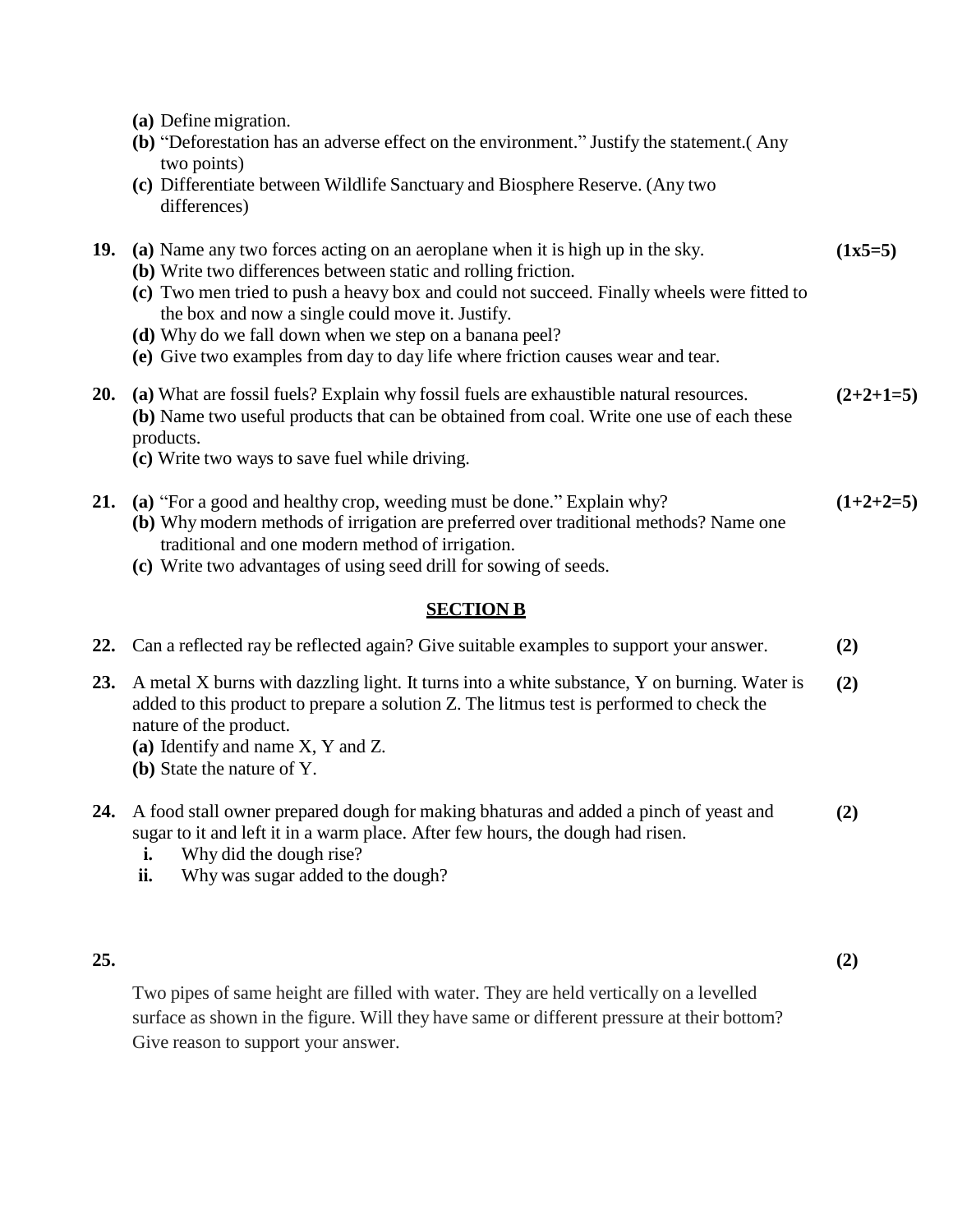**(a)** Define migration.
**(b)** "Deforestation has an adverse effect on the environment." Justify the statement.( Any two points)
**(c)** Differentiate between Wildlife Sanctuary and Biosphere Reserve. (Any two differences)

**19.** **(a)** Name any two forces acting on an aeroplane when it is high up in the sky. **(1x5=5)**
**(b)** Write two differences between static and rolling friction.
**(c)** Two men tried to push a heavy box and could not succeed. Finally wheels were fitted to the box and now a single could move it. Justify.
**(d)** Why do we fall down when we step on a banana peel?
**(e)** Give two examples from day to day life where friction causes wear and tear.

**20.** **(a)** What are fossil fuels? Explain why fossil fuels are exhaustible natural resources. **(2+2+1=5)**
**(b)** Name two useful products that can be obtained from coal. Write one use of each these products.
**(c)** Write two ways to save fuel while driving.

**21.** **(a)** "For a good and healthy crop, weeding must be done." Explain why? **(1+2+2=5)**
**(b)** Why modern methods of irrigation are preferred over traditional methods? Name one traditional and one modern method of irrigation.
**(c)** Write two advantages of using seed drill for sowing of seeds.

## SECTION B

**22.** Can a reflected ray be reflected again? Give suitable examples to support your answer. **(2)**

**23.** A metal X burns with dazzling light. It turns into a white substance, Y on burning. Water is added to this product to prepare a solution Z. The litmus test is performed to check the nature of the product. **(2)**
**(a)** Identify and name X, Y and Z.
**(b)** State the nature of Y.

**24.** A food stall owner prepared dough for making bhaturas and added a pinch of yeast and sugar to it and left it in a warm place. After few hours, the dough had risen. **(2)**
**i.** Why did the dough rise?
**ii.** Why was sugar added to the dough?

**25.** **(2)**

Two pipes of same height are filled with water. They are held vertically on a levelled surface as shown in the figure. Will they have same or different pressure at their bottom? Give reason to support your answer.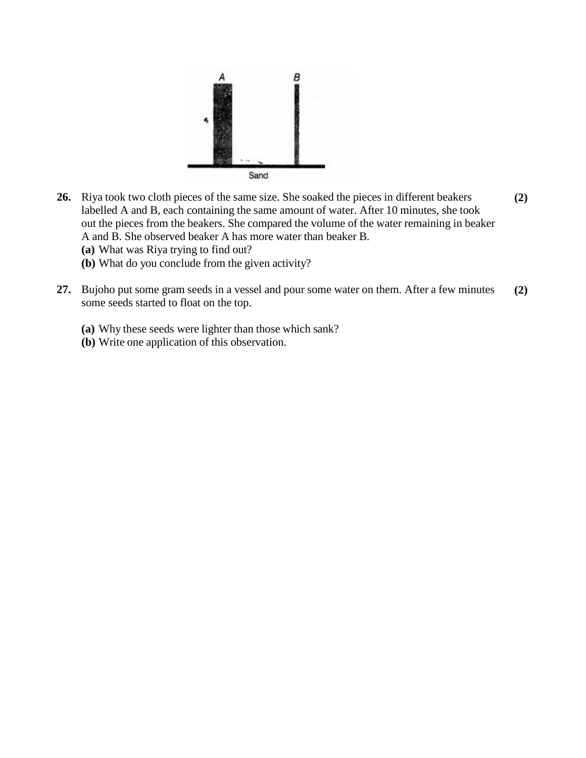A B

Sand

**26.** Riya took two cloth pieces of the same size. She soaked the pieces in different beakers labelled A and B, each containing the same amount of water. After 10 minutes, she took out the pieces from the beakers. She compared the volume of the water remaining in beaker A and B. She observed beaker A has more water than beaker B. **(2)**

**(a)** What was Riya trying to find out?

**(b)** What do you conclude from the given activity?

**27.** Bujoho put some gram seeds in a vessel and pour some water on them. After a few minutes some seeds started to float on the top. **(2)**

**(a)** Why these seeds were lighter than those which sank?

**(b)** Write one application of this observation.